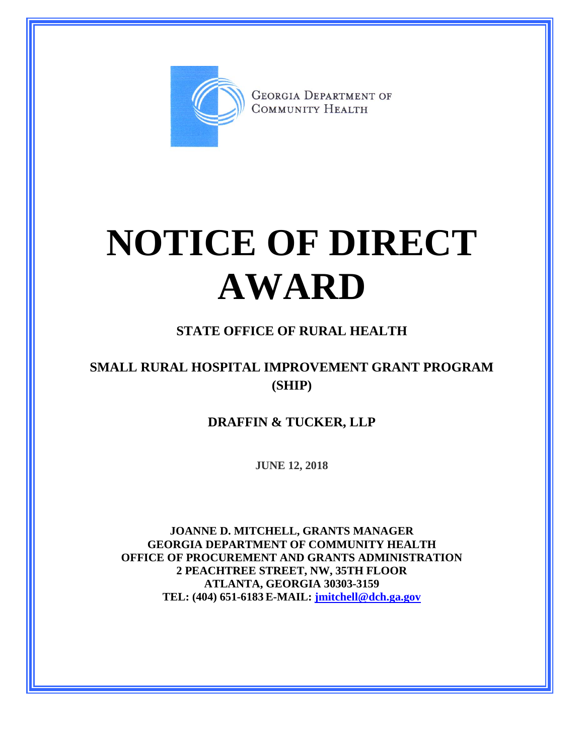GEORGIA DEPARTMENT OF COMMUNITY HEALTH

# NOTICE OF DIRECT AWARD

## STATE OFFICE OF RURAL HEALTH

## SMALL RURAL HOSPITAL IMPROVEMENT GRANT PROGRAM (SHIP)

## DRAFFIN & TUCKER, LLP

**JUNE 12, 2018**

**JOANNE D. MITCHELL, GRANTS MANAGER**
**GEORGIA DEPARTMENT OF COMMUNITY HEALTH**
**OFFICE OF PROCUREMENT AND GRANTS ADMINISTRATION**
**2 PEACHTREE STREET, NW, 35TH FLOOR**
**ATLANTA, GEORGIA 30303-3159**
**TEL: (404) 651-6183 E-MAIL: jmitchell@dch.ga.gov**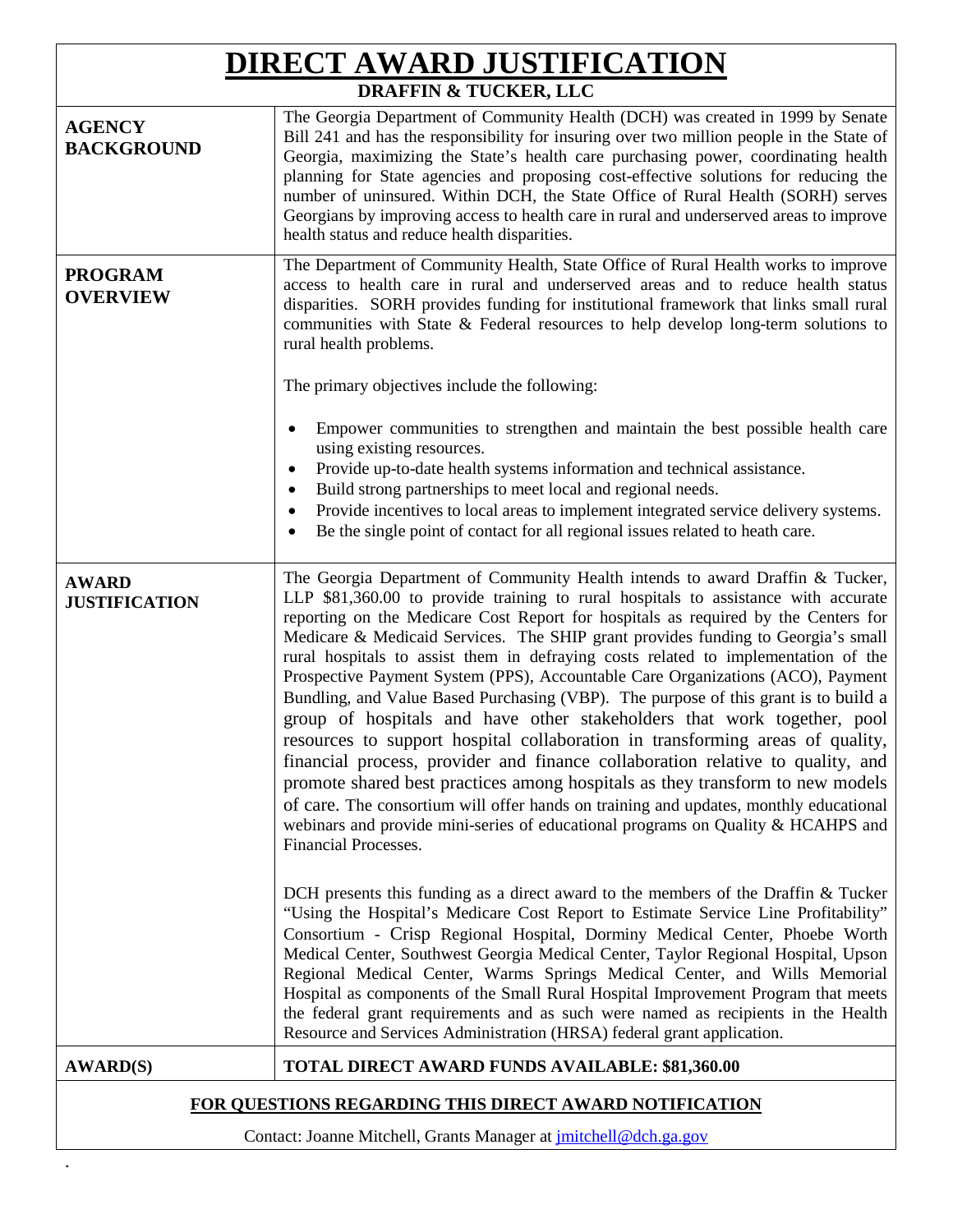# DIRECT AWARD JUSTIFICATION

## DRAFFIN & TUCKER, LLC

| | |
|---|---|
| **AGENCY BACKGROUND** | The Georgia Department of Community Health (DCH) was created in 1999 by Senate Bill 241 and has the responsibility for insuring over two million people in the State of Georgia, maximizing the State's health care purchasing power, coordinating health planning for State agencies and proposing cost-effective solutions for reducing the number of uninsured. Within DCH, the State Office of Rural Health (SORH) serves Georgians by improving access to health care in rural and underserved areas to improve health status and reduce health disparities. |
| **PROGRAM OVERVIEW** | The Department of Community Health, State Office of Rural Health works to improve access to health care in rural and underserved areas and to reduce health status disparities. SORH provides funding for institutional framework that links small rural communities with State & Federal resources to help develop long-term solutions to rural health problems.<br><br>The primary objectives include the following:<br><br>• Empower communities to strengthen and maintain the best possible health care using existing resources.<br>• Provide up-to-date health systems information and technical assistance.<br>• Build strong partnerships to meet local and regional needs.<br>• Provide incentives to local areas to implement integrated service delivery systems.<br>• Be the single point of contact for all regional issues related to heath care. |
| **AWARD JUSTIFICATION** | The Georgia Department of Community Health intends to award Draffin & Tucker, LLP $81,360.00 to provide training to rural hospitals to assistance with accurate reporting on the Medicare Cost Report for hospitals as required by the Centers for Medicare & Medicaid Services. The SHIP grant provides funding to Georgia's small rural hospitals to assist them in defraying costs related to implementation of the Prospective Payment System (PPS), Accountable Care Organizations (ACO), Payment Bundling, and Value Based Purchasing (VBP). The purpose of this grant is to build a group of hospitals and have other stakeholders that work together, pool resources to support hospital collaboration in transforming areas of quality, financial process, provider and finance collaboration relative to quality, and promote shared best practices among hospitals as they transform to new models of care. The consortium will offer hands on training and updates, monthly educational webinars and provide mini-series of educational programs on Quality & HCAHPS and Financial Processes.<br><br>DCH presents this funding as a direct award to the members of the Draffin & Tucker "Using the Hospital's Medicare Cost Report to Estimate Service Line Profitability" Consortium - Crisp Regional Hospital, Dorminy Medical Center, Phoebe Worth Medical Center, Southwest Georgia Medical Center, Taylor Regional Hospital, Upson Regional Medical Center, Warms Springs Medical Center, and Wills Memorial Hospital as components of the Small Rural Hospital Improvement Program that meets the federal grant requirements and as such were named as recipients in the Health Resource and Services Administration (HRSA) federal grant application. |
| **AWARD(S)** | **TOTAL DIRECT AWARD FUNDS AVAILABLE: $81,360.00** |

**FOR QUESTIONS REGARDING THIS DIRECT AWARD NOTIFICATION**

Contact: Joanne Mitchell, Grants Manager at jmitchell@dch.ga.gov